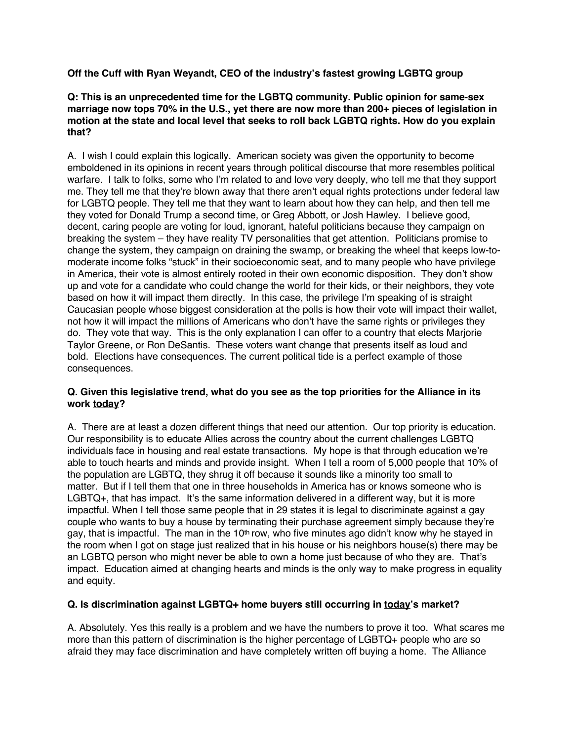**Off the Cuff with Ryan Weyandt, CEO of the industry's fastest growing LGBTQ group**

**Q: This is an unprecedented time for the LGBTQ community. Public opinion for same-sex marriage now tops 70% in the U.S., yet there are now more than 200+ pieces of legislation in motion at the state and local level that seeks to roll back LGBTQ rights. How do you explain that?**

A. I wish I could explain this logically. American society was given the opportunity to become emboldened in its opinions in recent years through political discourse that more resembles political warfare. I talk to folks, some who I'm related to and love very deeply, who tell me that they support me. They tell me that they're blown away that there aren't equal rights protections under federal law for LGBTQ people. They tell me that they want to learn about how they can help, and then tell me they voted for Donald Trump a second time, or Greg Abbott, or Josh Hawley. I believe good, decent, caring people are voting for loud, ignorant, hateful politicians because they campaign on breaking the system – they have reality TV personalities that get attention. Politicians promise to change the system, they campaign on draining the swamp, or breaking the wheel that keeps low-to-moderate income folks "stuck" in their socioeconomic seat, and to many people who have privilege in America, their vote is almost entirely rooted in their own economic disposition. They don't show up and vote for a candidate who could change the world for their kids, or their neighbors, they vote based on how it will impact them directly. In this case, the privilege I'm speaking of is straight Caucasian people whose biggest consideration at the polls is how their vote will impact their wallet, not how it will impact the millions of Americans who don't have the same rights or privileges they do. They vote that way. This is the only explanation I can offer to a country that elects Marjorie Taylor Greene, or Ron DeSantis. These voters want change that presents itself as loud and bold. Elections have consequences. The current political tide is a perfect example of those consequences.

**Q. Given this legislative trend, what do you see as the top priorities for the Alliance in its work <u>today</u>?**

A. There are at least a dozen different things that need our attention. Our top priority is education. Our responsibility is to educate Allies across the country about the current challenges LGBTQ individuals face in housing and real estate transactions. My hope is that through education we're able to touch hearts and minds and provide insight. When I tell a room of 5,000 people that 10% of the population are LGBTQ, they shrug it off because it sounds like a minority too small to matter. But if I tell them that one in three households in America has or knows someone who is LGBTQ+, that has impact. It's the same information delivered in a different way, but it is more impactful. When I tell those same people that in 29 states it is legal to discriminate against a gay couple who wants to buy a house by terminating their purchase agreement simply because they're gay, that is impactful. The man in the 10th row, who five minutes ago didn't know why he stayed in the room when I got on stage just realized that in his house or his neighbors house(s) there may be an LGBTQ person who might never be able to own a home just because of who they are. That's impact. Education aimed at changing hearts and minds is the only way to make progress in equality and equity.

**Q. Is discrimination against LGBTQ+ home buyers still occurring in <u>today</u>'s market?**

A. Absolutely. Yes this really is a problem and we have the numbers to prove it too. What scares me more than this pattern of discrimination is the higher percentage of LGBTQ+ people who are so afraid they may face discrimination and have completely written off buying a home. The Alliance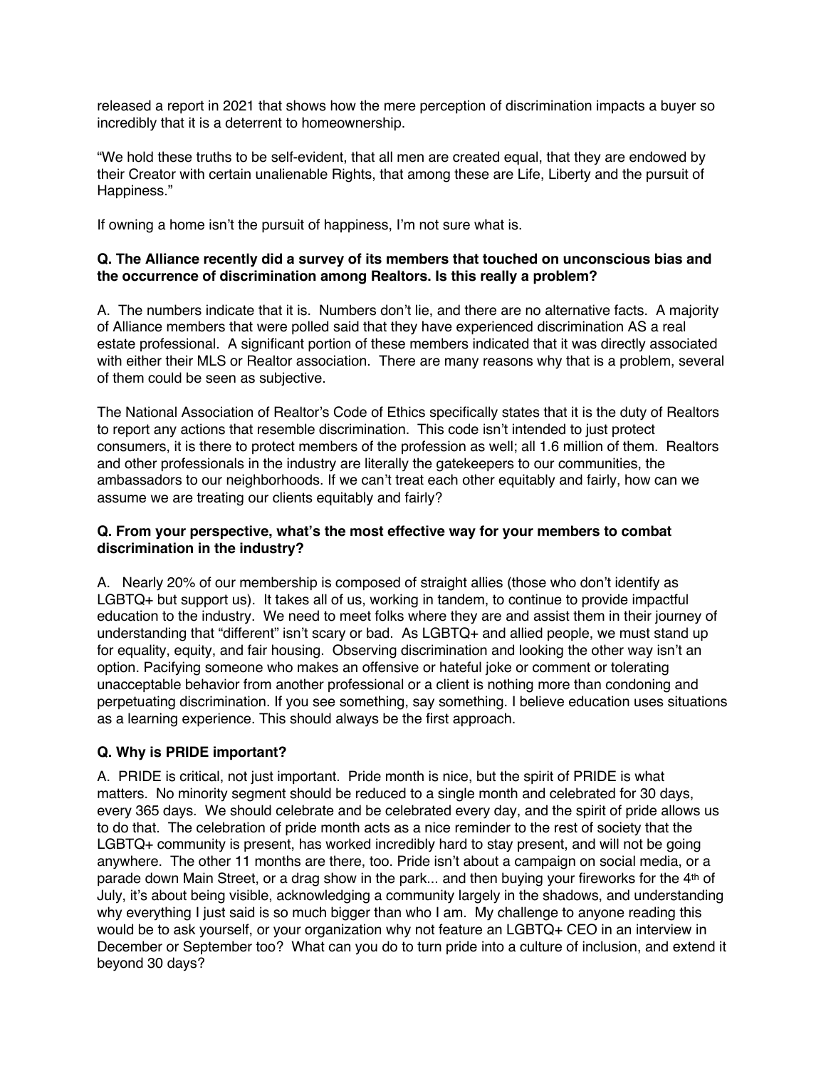released a report in 2021 that shows how the mere perception of discrimination impacts a buyer so incredibly that it is a deterrent to homeownership.

"We hold these truths to be self-evident, that all men are created equal, that they are endowed by their Creator with certain unalienable Rights, that among these are Life, Liberty and the pursuit of Happiness."

If owning a home isn't the pursuit of happiness, I'm not sure what is.

**Q. The Alliance recently did a survey of its members that touched on unconscious bias and the occurrence of discrimination among Realtors. Is this really a problem?**

A. The numbers indicate that it is. Numbers don't lie, and there are no alternative facts. A majority of Alliance members that were polled said that they have experienced discrimination AS a real estate professional. A significant portion of these members indicated that it was directly associated with either their MLS or Realtor association. There are many reasons why that is a problem, several of them could be seen as subjective.

The National Association of Realtor's Code of Ethics specifically states that it is the duty of Realtors to report any actions that resemble discrimination. This code isn't intended to just protect consumers, it is there to protect members of the profession as well; all 1.6 million of them. Realtors and other professionals in the industry are literally the gatekeepers to our communities, the ambassadors to our neighborhoods. If we can't treat each other equitably and fairly, how can we assume we are treating our clients equitably and fairly?

**Q. From your perspective, what's the most effective way for your members to combat discrimination in the industry?**

A. Nearly 20% of our membership is composed of straight allies (those who don't identify as LGBTQ+ but support us). It takes all of us, working in tandem, to continue to provide impactful education to the industry. We need to meet folks where they are and assist them in their journey of understanding that "different" isn't scary or bad. As LGBTQ+ and allied people, we must stand up for equality, equity, and fair housing. Observing discrimination and looking the other way isn't an option. Pacifying someone who makes an offensive or hateful joke or comment or tolerating unacceptable behavior from another professional or a client is nothing more than condoning and perpetuating discrimination. If you see something, say something. I believe education uses situations as a learning experience. This should always be the first approach.

**Q. Why is PRIDE important?**

A. PRIDE is critical, not just important. Pride month is nice, but the spirit of PRIDE is what matters. No minority segment should be reduced to a single month and celebrated for 30 days, every 365 days. We should celebrate and be celebrated every day, and the spirit of pride allows us to do that. The celebration of pride month acts as a nice reminder to the rest of society that the LGBTQ+ community is present, has worked incredibly hard to stay present, and will not be going anywhere. The other 11 months are there, too. Pride isn't about a campaign on social media, or a parade down Main Street, or a drag show in the park... and then buying your fireworks for the 4th of July, it's about being visible, acknowledging a community largely in the shadows, and understanding why everything I just said is so much bigger than who I am. My challenge to anyone reading this would be to ask yourself, or your organization why not feature an LGBTQ+ CEO in an interview in December or September too? What can you do to turn pride into a culture of inclusion, and extend it beyond 30 days?